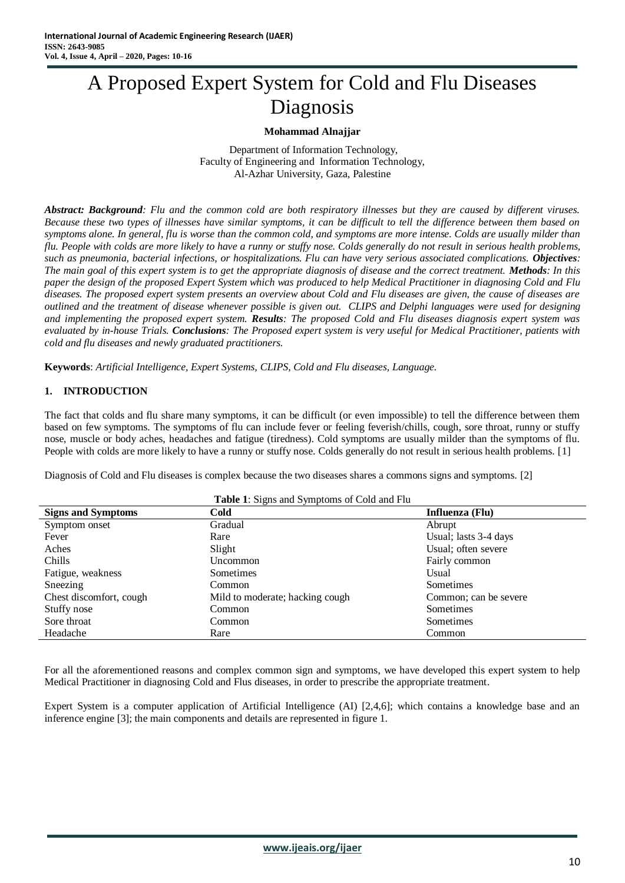# A Proposed Expert System for Cold and Flu Diseases Diagnosis

**Mohammad Alnajjar**

Department of Information Technology,
Faculty of Engineering and Information Technology,
Al-Azhar University, Gaza, Palestine

***Abstract: Background****: Flu and the common cold are both respiratory illnesses but they are caused by different viruses. Because these two types of illnesses have similar symptoms, it can be difficult to tell the difference between them based on symptoms alone. In general, flu is worse than the common cold, and symptoms are more intense. Colds are usually milder than flu. People with colds are more likely to have a runny or stuffy nose. Colds generally do not result in serious health problems, such as pneumonia, bacterial infections, or hospitalizations. Flu can have very serious associated complications.* ***Objectives****: The main goal of this expert system is to get the appropriate diagnosis of disease and the correct treatment.* ***Methods****: In this paper the design of the proposed Expert System which was produced to help Medical Practitioner in diagnosing Cold and Flu diseases. The proposed expert system presents an overview about Cold and Flu diseases are given, the cause of diseases are outlined and the treatment of disease whenever possible is given out. CLIPS and Delphi languages were used for designing and implementing the proposed expert system.* ***Results****: The proposed Cold and Flu diseases diagnosis expert system was evaluated by in-house Trials.* ***Conclusions****: The Proposed expert system is very useful for Medical Practitioner, patients with cold and flu diseases and newly graduated practitioners.*

**Keywords**: *Artificial Intelligence, Expert Systems, CLIPS, Cold and Flu diseases, Language.*

## 1. INTRODUCTION

The fact that colds and flu share many symptoms, it can be difficult (or even impossible) to tell the difference between them based on few symptoms. The symptoms of flu can include fever or feeling feverish/chills, cough, sore throat, runny or stuffy nose, muscle or body aches, headaches and fatigue (tiredness). Cold symptoms are usually milder than the symptoms of flu. People with colds are more likely to have a runny or stuffy nose. Colds generally do not result in serious health problems. [1]

Diagnosis of Cold and Flu diseases is complex because the two diseases shares a commons signs and symptoms. [2]

**Table 1**: Signs and Symptoms of Cold and Flu

| Signs and Symptoms | Cold | Influenza (Flu) |
|---|---|---|
| Symptom onset | Gradual | Abrupt |
| Fever | Rare | Usual; lasts 3-4 days |
| Aches | Slight | Usual; often severe |
| Chills | Uncommon | Fairly common |
| Fatigue, weakness | Sometimes | Usual |
| Sneezing | Common | Sometimes |
| Chest discomfort, cough | Mild to moderate; hacking cough | Common; can be severe |
| Stuffy nose | Common | Sometimes |
| Sore throat | Common | Sometimes |
| Headache | Rare | Common |

For all the aforementioned reasons and complex common sign and symptoms, we have developed this expert system to help Medical Practitioner in diagnosing Cold and Flus diseases, in order to prescribe the appropriate treatment.

Expert System is a computer application of Artificial Intelligence (AI) [2,4,6]; which contains a knowledge base and an inference engine [3]; the main components and details are represented in figure 1.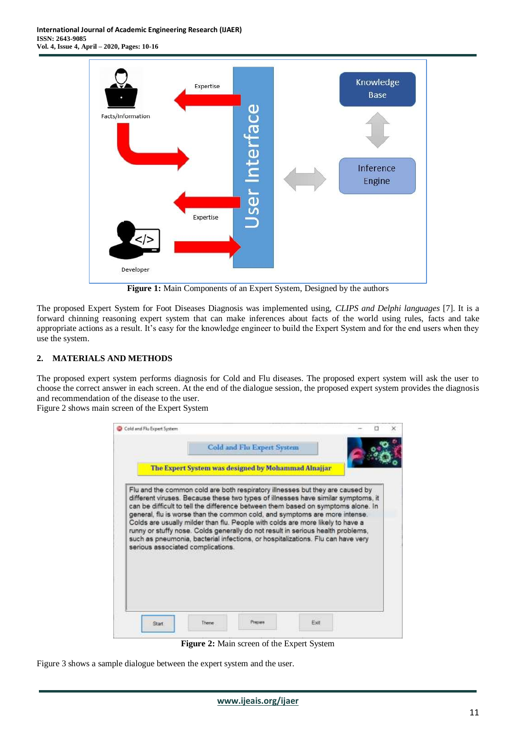Figure 1: Main Components of an Expert System, Designed by the authors

The proposed Expert System for Foot Diseases Diagnosis was implemented using, *CLIPS and Delphi languages* [7]. It is a forward chinning reasoning expert system that can make inferences about facts of the world using rules, facts and take appropriate actions as a result. It's easy for the knowledge engineer to build the Expert System and for the end users when they use the system.

## 2. MATERIALS AND METHODS

The proposed expert system performs diagnosis for Cold and Flu diseases. The proposed expert system will ask the user to choose the correct answer in each screen. At the end of the dialogue session, the proposed expert system provides the diagnosis and recommendation of the disease to the user.

Figure 2 shows main screen of the Expert System

**Figure 2:** Main screen of the Expert System

Figure 3 shows a sample dialogue between the expert system and the user.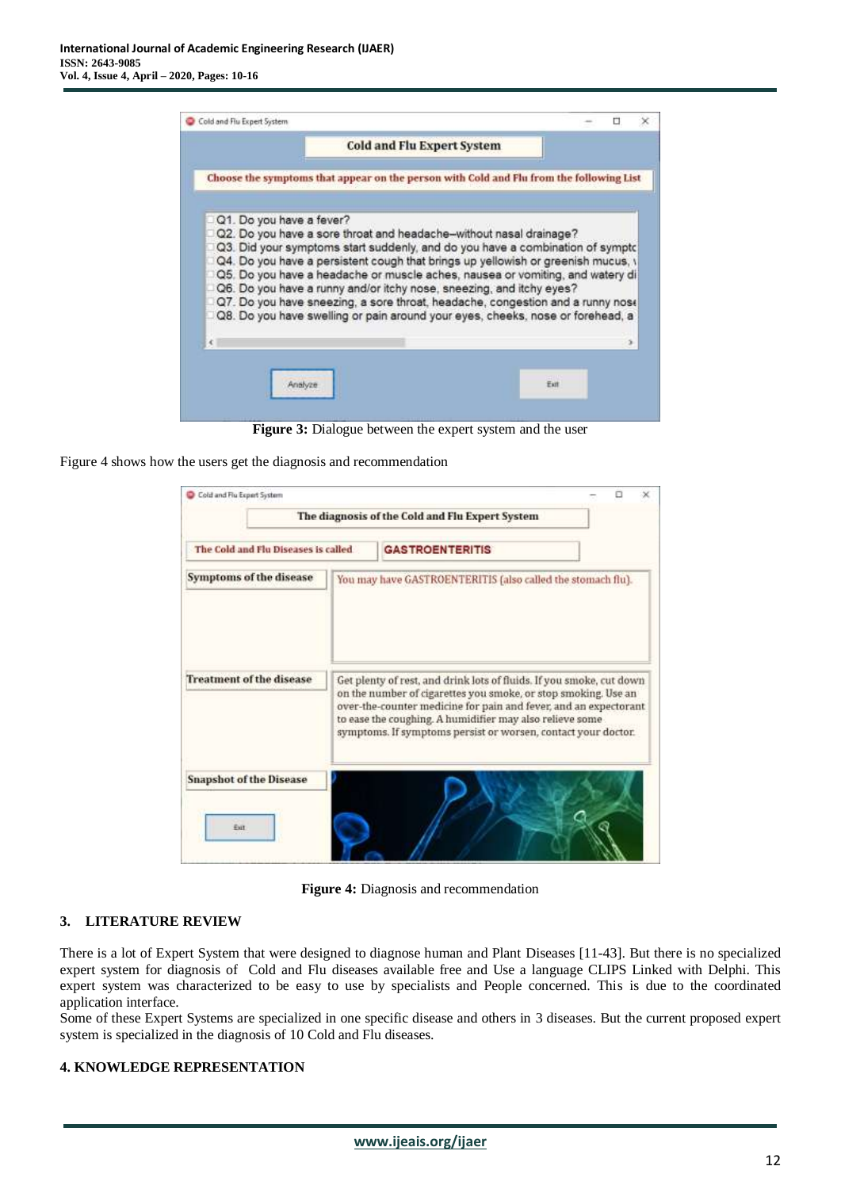**Figure 3:** Dialogue between the expert system and the user

Figure 4 shows how the users get the diagnosis and recommendation

**Figure 4:** Diagnosis and recommendation

## 3. LITERATURE REVIEW

There is a lot of Expert System that were designed to diagnose human and Plant Diseases [11-43]. But there is no specialized expert system for diagnosis of Cold and Flu diseases available free and Use a language CLIPS Linked with Delphi. This expert system was characterized to be easy to use by specialists and People concerned. This is due to the coordinated application interface.
Some of these Expert Systems are specialized in one specific disease and others in 3 diseases. But the current proposed expert system is specialized in the diagnosis of 10 Cold and Flu diseases.

## 4. KNOWLEDGE REPRESENTATION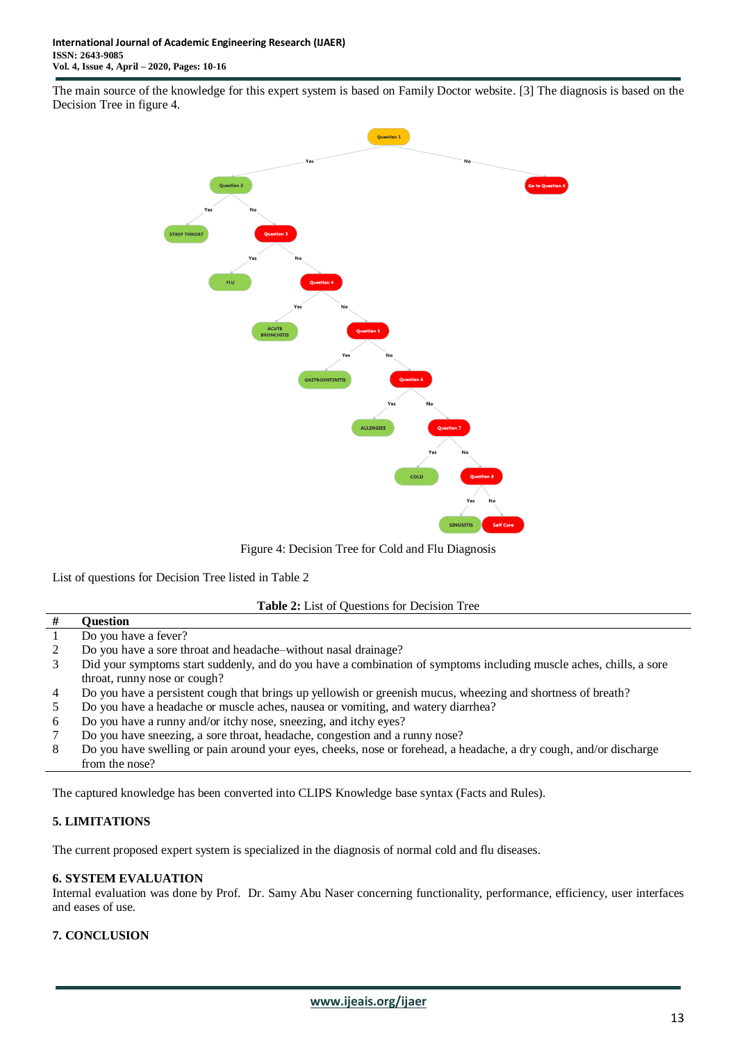The main source of the knowledge for this expert system is based on Family Doctor website. [3] The diagnosis is based on the Decision Tree in figure 4.

Figure 4: Decision Tree for Cold and Flu Diagnosis

List of questions for Decision Tree listed in Table 2

**Table 2:** List of Questions for Decision Tree

| # | Question |
|---|---|
| 1 | Do you have a fever? |
| 2 | Do you have a sore throat and headache–without nasal drainage? |
| 3 | Did your symptoms start suddenly, and do you have a combination of symptoms including muscle aches, chills, a sore throat, runny nose or cough? |
| 4 | Do you have a persistent cough that brings up yellowish or greenish mucus, wheezing and shortness of breath? |
| 5 | Do you have a headache or muscle aches, nausea or vomiting, and watery diarrhea? |
| 6 | Do you have a runny and/or itchy nose, sneezing, and itchy eyes? |
| 7 | Do you have sneezing, a sore throat, headache, congestion and a runny nose? |
| 8 | Do you have swelling or pain around your eyes, cheeks, nose or forehead, a headache, a dry cough, and/or discharge from the nose? |

The captured knowledge has been converted into CLIPS Knowledge base syntax (Facts and Rules).

## 5. LIMITATIONS

The current proposed expert system is specialized in the diagnosis of normal cold and flu diseases.

## 6. SYSTEM EVALUATION

Internal evaluation was done by Prof. Dr. Samy Abu Naser concerning functionality, performance, efficiency, user interfaces and eases of use.

## 7. CONCLUSION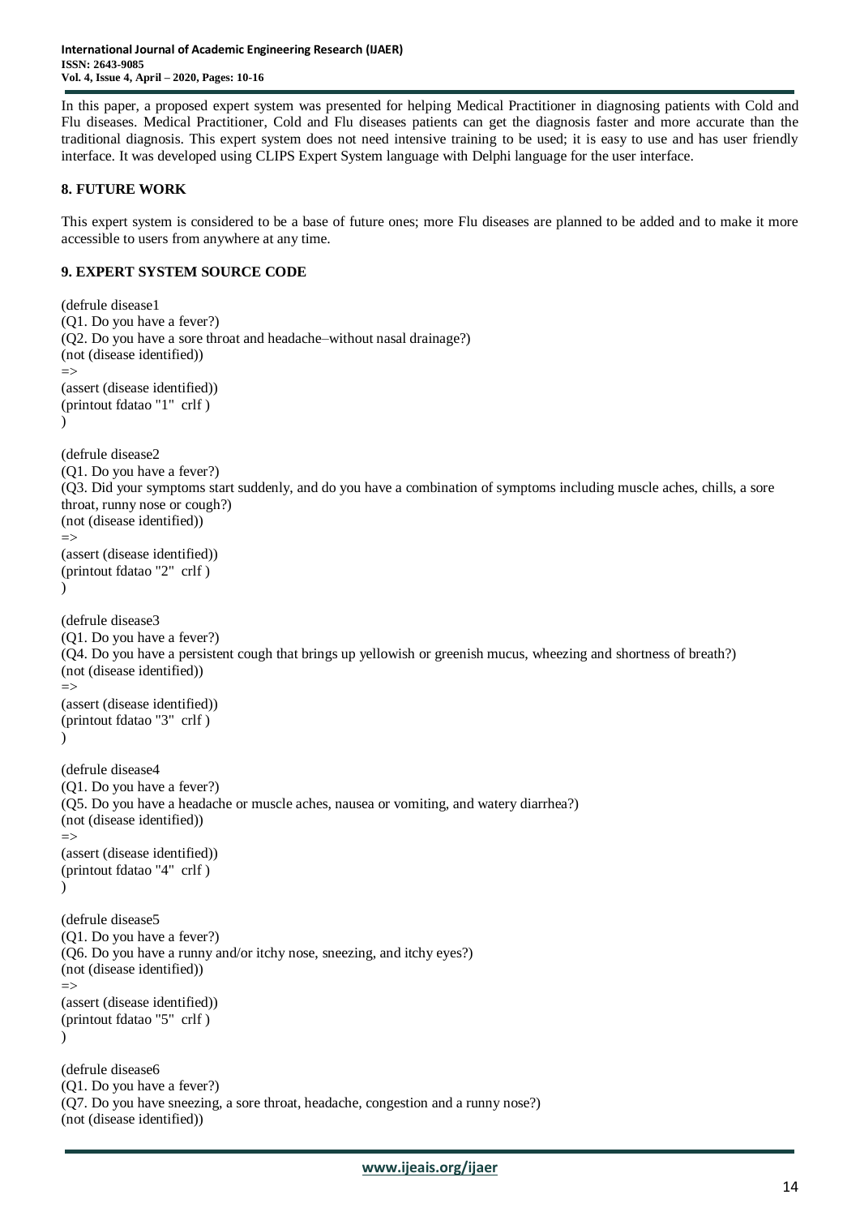In this paper, a proposed expert system was presented for helping Medical Practitioner in diagnosing patients with Cold and Flu diseases. Medical Practitioner, Cold and Flu diseases patients can get the diagnosis faster and more accurate than the traditional diagnosis. This expert system does not need intensive training to be used; it is easy to use and has user friendly interface. It was developed using CLIPS Expert System language with Delphi language for the user interface.

## 8. FUTURE WORK

This expert system is considered to be a base of future ones; more Flu diseases are planned to be added and to make it more accessible to users from anywhere at any time.

## 9. EXPERT SYSTEM SOURCE CODE

```
(defrule disease1
(Q1. Do you have a fever?)
(Q2. Do you have a sore throat and headache–without nasal drainage?)
(not (disease identified))
=>
(assert (disease identified))
(printout fdatao "1"  crlf )
)

(defrule disease2
(Q1. Do you have a fever?)
(Q3. Did your symptoms start suddenly, and do you have a combination of symptoms including muscle aches, chills, a sore throat, runny nose or cough?)
(not (disease identified))
=>
(assert (disease identified))
(printout fdatao "2"  crlf )
)

(defrule disease3
(Q1. Do you have a fever?)
(Q4. Do you have a persistent cough that brings up yellowish or greenish mucus, wheezing and shortness of breath?)
(not (disease identified))
=>
(assert (disease identified))
(printout fdatao "3"  crlf )
)

(defrule disease4
(Q1. Do you have a fever?)
(Q5. Do you have a headache or muscle aches, nausea or vomiting, and watery diarrhea?)
(not (disease identified))
=>
(assert (disease identified))
(printout fdatao "4"  crlf )
)

(defrule disease5
(Q1. Do you have a fever?)
(Q6. Do you have a runny and/or itchy nose, sneezing, and itchy eyes?)
(not (disease identified))
=>
(assert (disease identified))
(printout fdatao "5"  crlf )
)

(defrule disease6
(Q1. Do you have a fever?)
(Q7. Do you have sneezing, a sore throat, headache, congestion and a runny nose?)
(not (disease identified))
```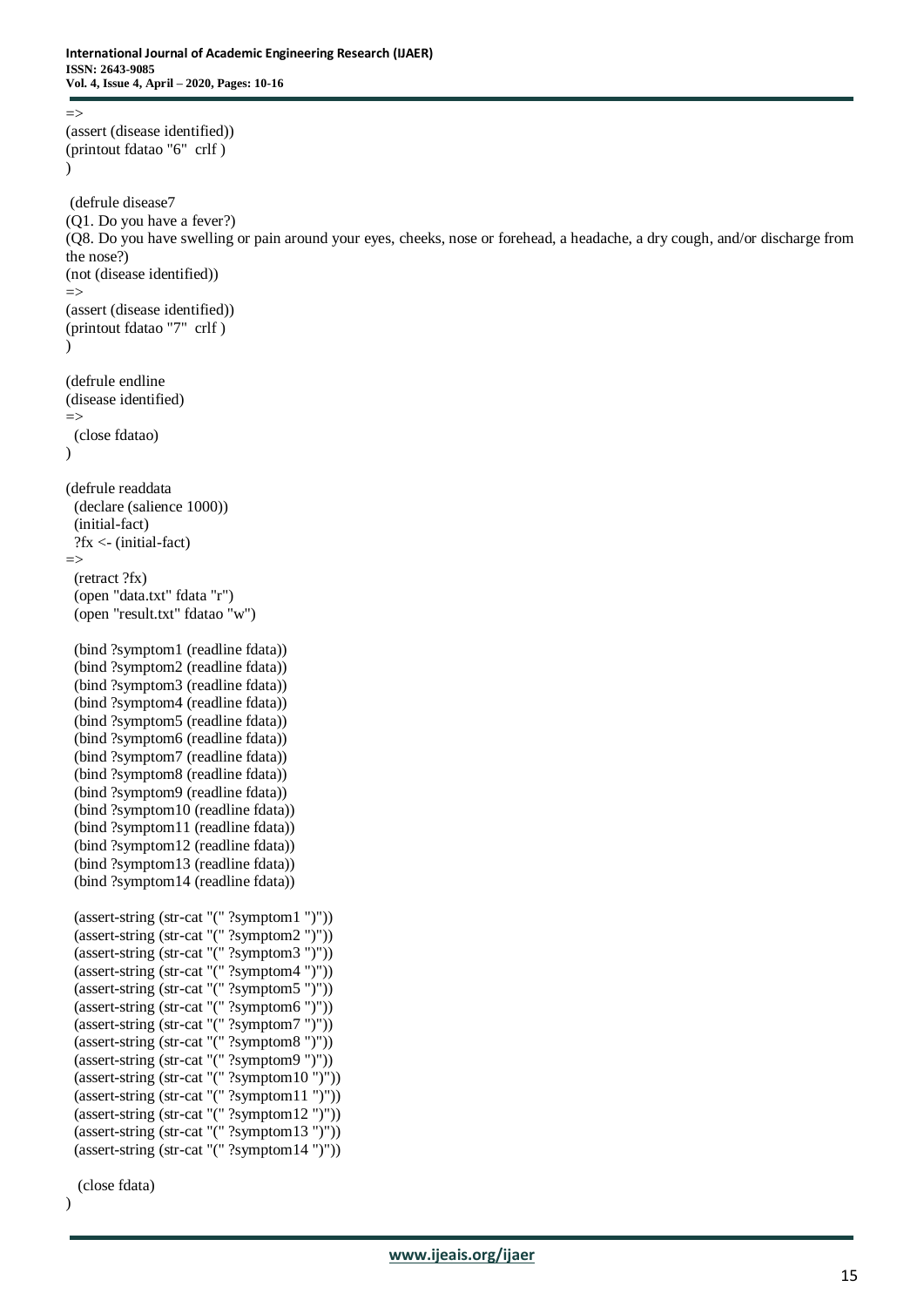```
=>
(assert (disease identified))
(printout fdatao "6"  crlf )
)

 (defrule disease7
(Q1. Do you have a fever?)
(Q8. Do you have swelling or pain around your eyes, cheeks, nose or forehead, a headache, a dry cough, and/or discharge from the nose?)
(not (disease identified))
=>
(assert (disease identified))
(printout fdatao "7"  crlf )
)

(defrule endline
(disease identified)
=>
  (close fdatao)
)

(defrule readdata
  (declare (salience 1000))
  (initial-fact)
  ?fx <- (initial-fact)
=>
  (retract ?fx)
  (open "data.txt" fdata "r")
  (open "result.txt" fdatao "w")

  (bind ?symptom1 (readline fdata))
  (bind ?symptom2 (readline fdata))
  (bind ?symptom3 (readline fdata))
  (bind ?symptom4 (readline fdata))
  (bind ?symptom5 (readline fdata))
  (bind ?symptom6 (readline fdata))
  (bind ?symptom7 (readline fdata))
  (bind ?symptom8 (readline fdata))
  (bind ?symptom9 (readline fdata))
  (bind ?symptom10 (readline fdata))
  (bind ?symptom11 (readline fdata))
  (bind ?symptom12 (readline fdata))
  (bind ?symptom13 (readline fdata))
  (bind ?symptom14 (readline fdata))

  (assert-string (str-cat "(" ?symptom1 ")"))
  (assert-string (str-cat "(" ?symptom2 ")"))
  (assert-string (str-cat "(" ?symptom3 ")"))
  (assert-string (str-cat "(" ?symptom4 ")"))
  (assert-string (str-cat "(" ?symptom5 ")"))
  (assert-string (str-cat "(" ?symptom6 ")"))
  (assert-string (str-cat "(" ?symptom7 ")"))
  (assert-string (str-cat "(" ?symptom8 ")"))
  (assert-string (str-cat "(" ?symptom9 ")"))
  (assert-string (str-cat "(" ?symptom10 ")"))
  (assert-string (str-cat "(" ?symptom11 ")"))
  (assert-string (str-cat "(" ?symptom12 ")"))
  (assert-string (str-cat "(" ?symptom13 ")"))
  (assert-string (str-cat "(" ?symptom14 ")"))

   (close fdata)
)
```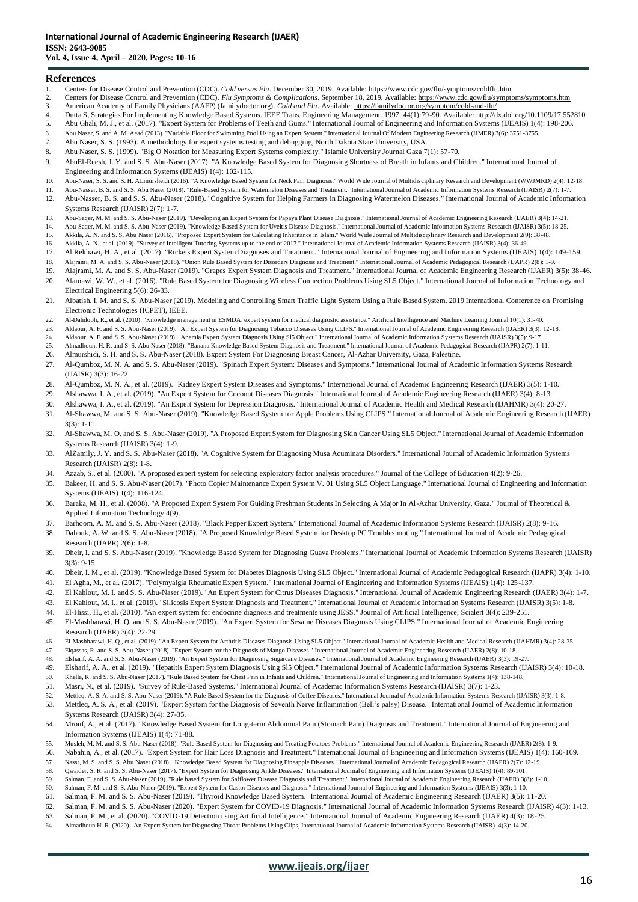## References

1. Centers for Disease Control and Prevention (CDC). *Cold versus Flu*. December 30, 2019. Available: https://www.cdc.gov/flu/symptoms/coldflu.htm
2. Centers for Disease Control and Prevention (CDC). *Flu Symptoms & Complications*. September 18, 2019. Available: https://www.cdc.gov/flu/symptoms/symptoms.htm
3. American Academy of Family Physicians (AAFP) (familydoctor.org). *Cold and Flu*. Available: https://familydoctor.org/symptom/cold-and-flu/
4. Dutta S, Strategies For Implementing Knowledge Based Systems. IEEE Trans. Engineering Management. 1997; 44(1):79-90. Available: http://dx.doi.org/10.1109/17.552810
5. Abu Ghali, M. J., et al. (2017). "Expert System for Problems of Teeth and Gums." International Journal of Engineering and Information Systems (IJEAIS) 1(4): 198-206.
6. Abu Naser, S. and A. M. Aead (2013). "Variable Floor for Swimming Pool Using an Expert System." International Journal Of Modern Engineering Research (IJMER) 3(6): 3751-3755.
7. Abu Naser, S. S. (1993). A methodology for expert systems testing and debugging, North Dakota State University, USA.
8. Abu Naser, S. S. (1999). "Big O Notation for Measuring Expert Systems complexity." Islamic University Journal Gaza 7(1): 57-70.
9. AbuEl-Reesh, J. Y. and S. S. Abu-Naser (2017). "A Knowledge Based System for Diagnosing Shortness of Breath in Infants and Children." International Journal of Engineering and Information Systems (IJEAIS) 1(4): 102-115.
10. Abu-Naser, S. S. and S. H. ALmursheidi (2016). "A Knowledge Based System for Neck Pain Diagnosis." World Wide Journal of Multidisciplinary Research and Development (WWJMRD) 2(4): 12-18.
11. Abu-Nasser, B. S. and S. S. Abu Naser (2018). "Rule-Based System for Watermelon Diseases and Treatment." International Journal of Academic Information Systems Research (IJAISR) 2(7): 1-7.
12. Abu-Nasser, B. S. and S. S. Abu-Naser (2018). "Cognitive System for Helping Farmers in Diagnosing Watermelon Diseases." International Journal of Academic Information Systems Research (IJAISR) 2(7): 1-7.
13. Abu-Saqer, M. M. and S. S. Abu-Naser (2019). "Developing an Expert System for Papaya Plant Disease Diagnosis." International Journal of Academic Engineering Research (IJAER) 3(4): 14-21.
14. Abu-Saqer, M. M. and S. S. Abu-Naser (2019). "Knowledge Based System for Uveitis Disease Diagnosis." International Journal of Academic Information Systems Research (IJAISR) 3(5): 18-25.
15. Akkila, A. N. and S. S. Abu Naser (2016). "Proposed Expert System for Calculating Inheritance in Islam." World Wide Journal of Multidisciplinary Research and Development 2(9): 38-48.
16. Akkila, A. N., et al. (2019). "Survey of Intelligent Tutoring Systems up to the end of 2017." International Journal of Academic Information Systems Research (IJAISR) 3(4): 36-49.
17. Al Rekhawi, H. A., et al. (2017). "Rickets Expert System Diagnoses and Treatment." International Journal of Engineering and Information Systems (IJEAIS) 1(4): 149-159.
18. Alajrami, M. A. and S. S. Abu-Naser (2018). "Onion Rule Based System for Disorders Diagnosis and Treatment." International Journal of Academic Pedagogical Research (IJAPR) 2(8): 1-9.
19. Alajrami, M. A. and S. S. Abu-Naser (2019). "Grapes Expert System Diagnosis and Treatment." International Journal of Academic Engineering Research (IJAER) 3(5): 38-46.
20. Alamawi, W. W., et al. (2016). "Rule Based System for Diagnosing Wireless Connection Problems Using SL5 Object." International Journal of Information Technology and Electrical Engineering 5(6): 26-33.
21. Albatish, I. M. and S. S. Abu-Naser (2019). Modeling and Controlling Smart Traffic Light System Using a Rule Based System. 2019 International Conference on Promising Electronic Technologies (ICPET), IEEE.
22. Al-Dahdooh, R., et al. (2010). "Knowledge management in ESMDA: expert system for medical diagnostic assistance." Artificial Intelligence and Machine Learning Journal 10(1): 31-40.
23. Aldaour, A. F. and S. S. Abu-Naser (2019). "An Expert System for Diagnosing Tobacco Diseases Using CLIPS." International Journal of Academic Engineering Research (IJAER) 3(3): 12-18.
24. Aldaour, A. F. and S. S. Abu-Naser (2019). "Anemia Expert System Diagnosis Using Sl5 Object." International Journal of Academic Information Systems Research (IJAISR) 3(5): 9-17.
25. Almadhoun, H. R. and S. S. Abu Naser (2018). "Banana Knowledge Based System Diagnosis and Treatment." International Journal of Academic Pedagogical Research (IJAPR) 2(7): 1-11.
26. Almurshidi, S. H. and S. S. Abu-Naser (2018). Expert System For Diagnosing Breast Cancer, Al-Azhar University, Gaza, Palestine.
27. Al-Qumboz, M. N. A. and S. S. Abu-Naser (2019). "Spinach Expert System: Diseases and Symptoms." International Journal of Academic Information Systems Research (IJAISR) 3(3): 16-22.
28. Al-Qumboz, M. N. A., et al. (2019). "Kidney Expert System Diseases and Symptoms." International Journal of Academic Engineering Research (IJAER) 3(5): 1-10.
29. Alshawwa, I. A., et al. (2019). "An Expert System for Coconut Diseases Diagnosis." International Journal of Academic Engineering Research (IJAER) 3(4): 8-13.
30. Alshawwa, I. A., et al. (2019). "An Expert System for Depression Diagnosis." International Journal of Academic Health and Medical Research (IJAHMR) 3(4): 20-27.
31. Al-Shawwa, M. and S. S. Abu-Naser (2019). "Knowledge Based System for Apple Problems Using CLIPS." International Journal of Academic Engineering Research (IJAER) 3(3): 1-11.
32. Al-Shawwa, M. O. and S. S. Abu-Naser (2019). "A Proposed Expert System for Diagnosing Skin Cancer Using SL5 Object." International Journal of Academic Information Systems Research (IJAISR) 3(4): 1-9.
33. AlZamily, J. Y. and S. S. Abu-Naser (2018). "A Cognitive System for Diagnosing Musa Acuminata Disorders." International Journal of Academic Information Systems Research (IJAISR) 2(8): 1-8.
34. Azaab, S., et al. (2000). "A proposed expert system for selecting exploratory factor analysis procedures." Journal of the College of Education 4(2): 9-26.
35. Bakeer, H. and S. S. Abu-Naser (2017). "Photo Copier Maintenance Expert System V. 01 Using SL5 Object Language." International Journal of Engineering and Information Systems (IJEAIS) 1(4): 116-124.
36. Baraka, M. H., et al. (2008). "A Proposed Expert System For Guiding Freshman Students In Selecting A Major In Al-Azhar University, Gaza." Journal of Theoretical & Applied Information Technology 4(9).
37. Barhoom, A. M. and S. S. Abu-Naser (2018). "Black Pepper Expert System." International Journal of Academic Information Systems Research (IJAISR) 2(8): 9-16.
38. Dahouk, A. W. and S. S. Abu-Naser (2018). "A Proposed Knowledge Based System for Desktop PC Troubleshooting." International Journal of Academic Pedagogical Research (IJAPR) 2(6): 1-8.
39. Dheir, I. and S. S. Abu-Naser (2019). "Knowledge Based System for Diagnosing Guava Problems." International Journal of Academic Information Systems Research (IJAISR) 3(3): 9-15.
40. Dheir, I. M., et al. (2019). "Knowledge Based System for Diabetes Diagnosis Using SL5 Object." International Journal of Academic Pedagogical Research (IJAPR) 3(4): 1-10.
41. El Agha, M., et al. (2017). "Polymyalgia Rheumatic Expert System." International Journal of Engineering and Information Systems (IJEAIS) 1(4): 125-137.
42. El Kahlout, M. I. and S. S. Abu-Naser (2019). "An Expert System for Citrus Diseases Diagnosis." International Journal of Academic Engineering Research (IJAER) 3(4): 1-7.
43. El Kahlout, M. I., et al. (2019). "Silicosis Expert System Diagnosis and Treatment." International Journal of Academic Information Systems Research (IJAISR) 3(5): 1-8.
44. El-Hissi, H., et al. (2010). "An expert system for endocrine diagnosis and treatments using JESS." Journal of Artificial Intelligence; Scialert 3(4): 239-251.
45. El-Mashharawi, H. Q. and S. S. Abu-Naser (2019). "An Expert System for Sesame Diseases Diagnosis Using CLIPS." International Journal of Academic Engineering Research (IJAER) 3(4): 22-29.
46. El-Mashharawi, H. Q., et al. (2019). "An Expert System for Arthritis Diseases Diagnosis Using SL5 Object." International Journal of Academic Health and Medical Research (IJAHMR) 3(4): 28-35.
47. Elqassas, R. and S. S. Abu-Naser (2018). "Expert System for the Diagnosis of Mango Diseases." International Journal of Academic Engineering Research (IJAER) 2(8): 10-18.
48. Elsharif, A. A. and S. S. Abu-Naser (2019). "An Expert System for Diagnosing Sugarcane Diseases." International Journal of Academic Engineering Research (IJAER) 3(3): 19-27.
49. Elsharif, A. A., et al. (2019). "Hepatitis Expert System Diagnosis Using Sl5 Object." International Journal of Academic Information Systems Research (IJAISR) 3(4): 10-18.
50. Khella, R. and S. S. Abu-Naser (2017). "Rule Based System for Chest Pain in Infants and Children." International Journal of Engineering and Information Systems 1(4): 138-148.
51. Masri, N., et al. (2019). "Survey of Rule-Based Systems." International Journal of Academic Information Systems Research (IJAISR) 3(7): 1-23.
52. Mettleq, A. S. A. and S. S. Abu-Naser (2019). "A Rule Based System for the Diagnosis of Coffee Diseases." International Journal of Academic Information Systems Research (IJAISR) 3(3): 1-8.
53. Mettleq, A. S. A., et al. (2019). "Expert System for the Diagnosis of Seventh Nerve Inflammation (Bell's palsy) Disease." International Journal of Academic Information Systems Research (IJAISR) 3(4): 27-35.
54. Mrouf, A., et al. (2017). "Knowledge Based System for Long-term Abdominal Pain (Stomach Pain) Diagnosis and Treatment." International Journal of Engineering and Information Systems (IJEAIS) 1(4): 71-88.
55. Musleh, M. M. and S. S. Abu-Naser (2018). "Rule Based System for Diagnosing and Treating Potatoes Problems." International Journal of Academic Engineering Research (IJAER) 2(8): 1-9.
56. Nabahin, A., et al. (2017). "Expert System for Hair Loss Diagnosis and Treatment." International Journal of Engineering and Information Systems (IJEAIS) 1(4): 160-169.
57. Nassr, M. S. and S. S. Abu Naser (2018). "Knowledge Based System for Diagnosing Pineapple Diseases." International Journal of Academic Pedagogical Research (IJAPR) 2(7): 12-19.
58. Qwaider, S. R. and S. S. Abu-Naser (2017). "Expert System for Diagnosing Ankle Diseases." International Journal of Engineering and Information Systems (IJEAIS) 1(4): 89-101.
59. Salman, F. and S. S. Abu-Naser (2019). "Rule based System for Safflower Disease Diagnosis and Treatment." International Journal of Academic Engineering Research (IJAER) 3(8): 1-10.
60. Salman, F. M. and S. S. Abu-Naser (2019). "Expert System for Castor Diseases and Diagnosis." International Journal of Engineering and Information Systems (IJEAIS) 3(3): 1-10.
61. Salman, F. M. and S. S. Abu-Naser (2019). "Thyroid Knowledge Based System." International Journal of Academic Engineering Research (IJAER) 3(5): 11-20.
62. Salman, F. M. and S. S. Abu-Naser (2020). "Expert System for COVID-19 Diagnosis." International Journal of Academic Information Systems Research (IJAISR) 4(3): 1-13.
63. Salman, F. M., et al. (2020). "COVID-19 Detection using Artificial Intelligence." International Journal of Academic Engineering Research (IJAER) 4(3): 18-25.
64. Almadhoun H. R. (2020). An Expert System for Diagnosing Throat Problems Using Clips, International Journal of Academic Information Systems Research (IJAISR). 4(3): 14-20.